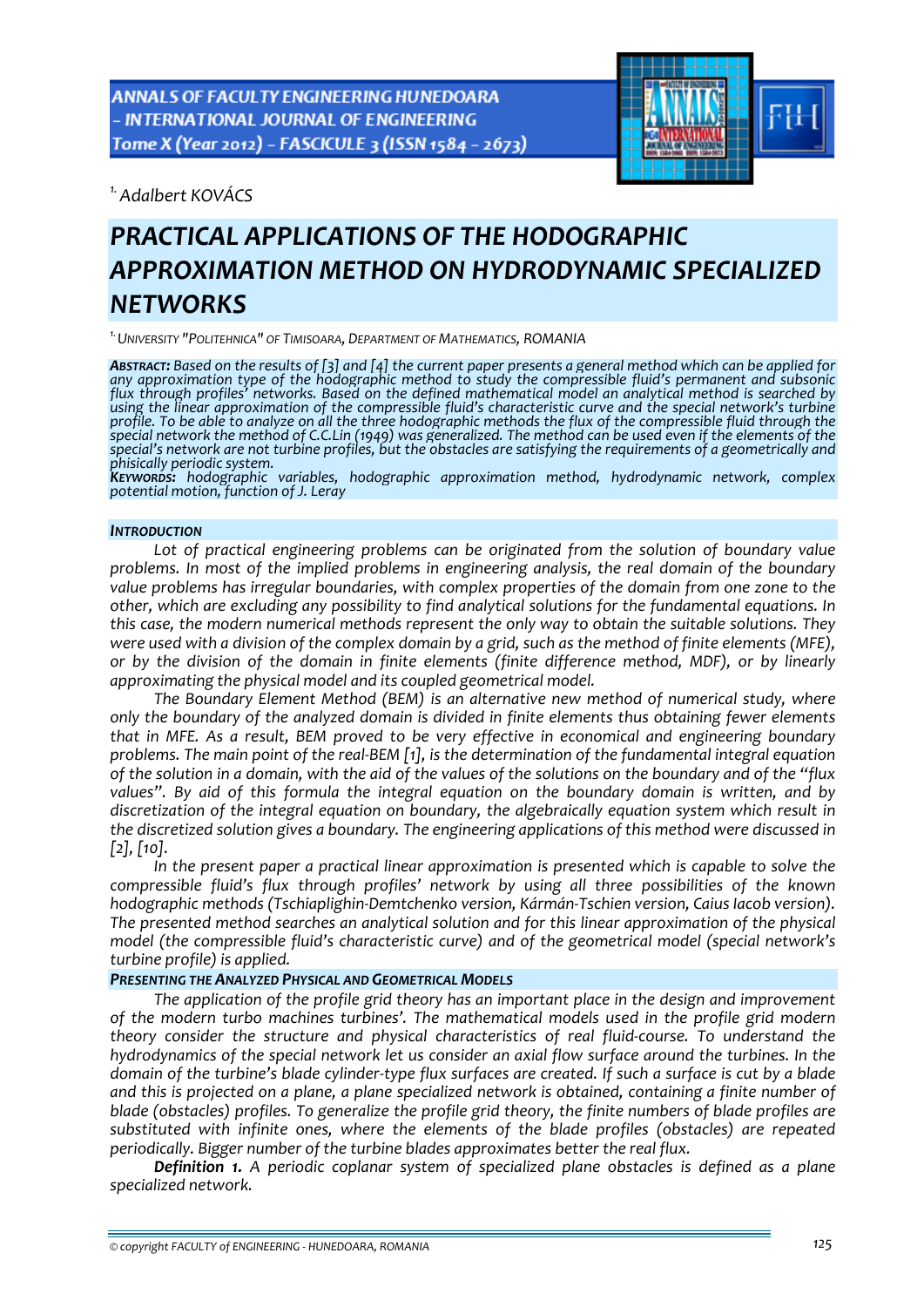[1.] *Adalbert KOVÁCS*

# PRACTICAL APPLICATIONS OF THE HODOGRAPHIC APPROXIMATION METHOD ON HYDRODYNAMIC SPECIALIZED NETWORKS

[1.] UNIVERSITY "POLITEHNICA" OF TIMISOARA, DEPARTMENT OF MATHEMATICS, ROMANIA

***ABSTRACT:*** *Based on the results of [3] and [4] the current paper presents a general method which can be applied for any approximation type of the hodographic method to study the compressible fluid's permanent and subsonic flux through profiles' networks. Based on the defined mathematical model an analytical method is searched by using the linear approximation of the compressible fluid's characteristic curve and the special network's turbine profile. To be able to analyze on all the three hodographic methods the flux of the compressible fluid through the special network the method of C.C.Lin (1949) was generalized. The method can be used even if the elements of the special's network are not turbine profiles, but the obstacles are satisfying the requirements of a geometrically and phisically periodic system.*

***KEYWORDS:*** *hodographic variables, hodographic approximation method, hydrodynamic network, complex potential motion, function of J. Leray*

## INTRODUCTION

*Lot of practical engineering problems can be originated from the solution of boundary value problems. In most of the implied problems in engineering analysis, the real domain of the boundary value problems has irregular boundaries, with complex properties of the domain from one zone to the other, which are excluding any possibility to find analytical solutions for the fundamental equations. In this case, the modern numerical methods represent the only way to obtain the suitable solutions. They were used with a division of the complex domain by a grid, such as the method of finite elements (MFE), or by the division of the domain in finite elements (finite difference method, MDF), or by linearly approximating the physical model and its coupled geometrical model.*

*The Boundary Element Method (BEM) is an alternative new method of numerical study, where only the boundary of the analyzed domain is divided in finite elements thus obtaining fewer elements that in MFE. As a result, BEM proved to be very effective in economical and engineering boundary problems. The main point of the real-BEM [1], is the determination of the fundamental integral equation of the solution in a domain, with the aid of the values of the solutions on the boundary and of the "flux values". By aid of this formula the integral equation on the boundary domain is written, and by discretization of the integral equation on boundary, the algebraically equation system which result in the discretized solution gives a boundary. The engineering applications of this method were discussed in [2], [10].*

*In the present paper a practical linear approximation is presented which is capable to solve the compressible fluid's flux through profiles' network by using all three possibilities of the known hodographic methods (Tschiaplighin-Demtchenko version, Kármán-Tschien version, Caius Iacob version). The presented method searches an analytical solution and for this linear approximation of the physical model (the compressible fluid's characteristic curve) and of the geometrical model (special network's turbine profile) is applied.*

## PRESENTING THE ANALYZED PHYSICAL AND GEOMETRICAL MODELS

*The application of the profile grid theory has an important place in the design and improvement of the modern turbo machines turbines'. The mathematical models used in the profile grid modern theory consider the structure and physical characteristics of real fluid-course. To understand the hydrodynamics of the special network let us consider an axial flow surface around the turbines. In the domain of the turbine's blade cylinder-type flux surfaces are created. If such a surface is cut by a blade and this is projected on a plane, a plane specialized network is obtained, containing a finite number of blade (obstacles) profiles. To generalize the profile grid theory, the finite numbers of blade profiles are substituted with infinite ones, where the elements of the blade profiles (obstacles) are repeated periodically. Bigger number of the turbine blades approximates better the real flux.*

***Definition 1.*** *A periodic coplanar system of specialized plane obstacles is defined as a plane specialized network.*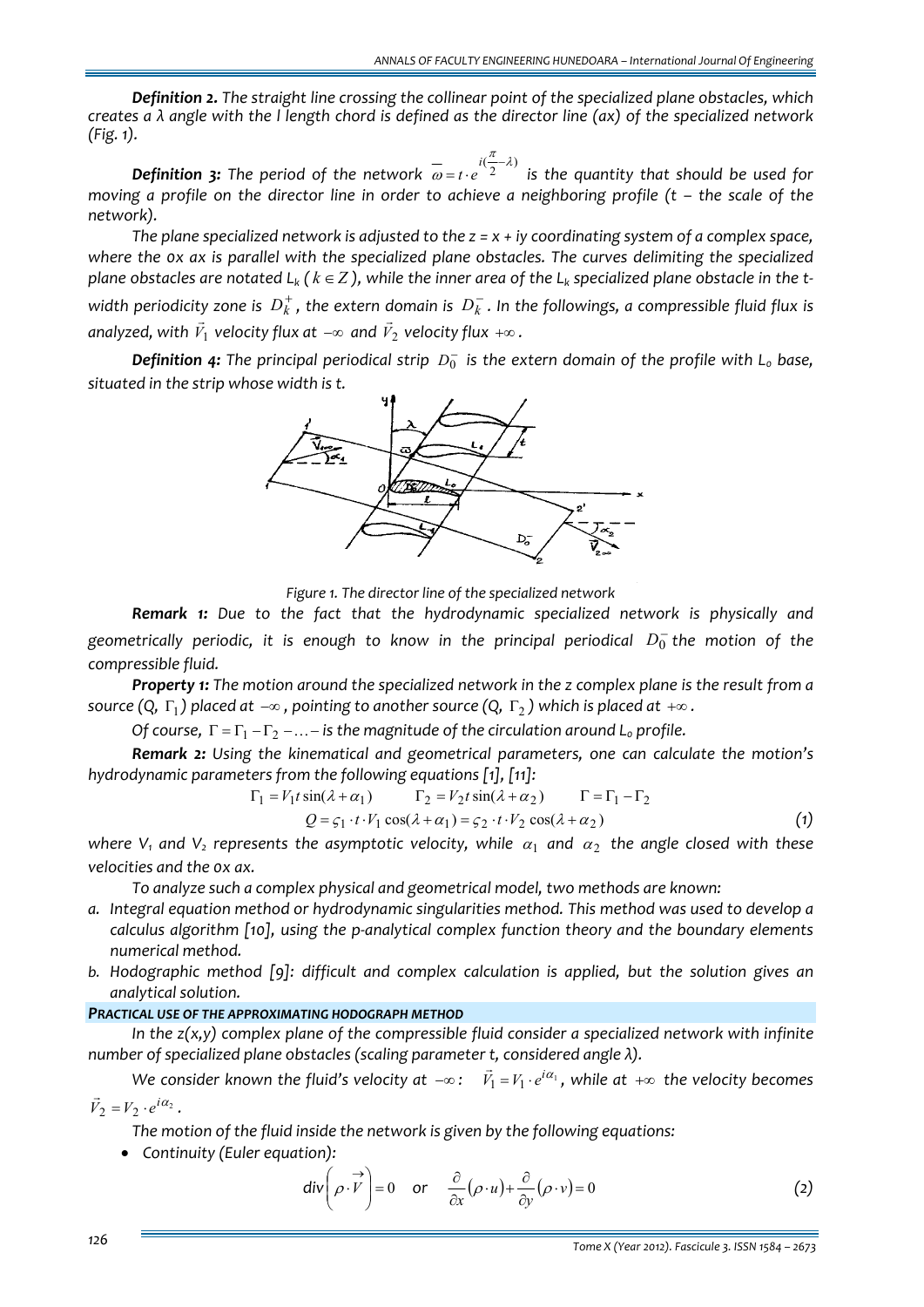***Definition 2.*** *The straight line crossing the collinear point of the specialized plane obstacles, which creates a λ angle with the l length chord is defined as the director line (ax) of the specialized network (Fig. 1).*

***Definition 3:*** *The period of the network* $\overline{\omega} = t \cdot e^{i(\frac{\pi}{2} - \lambda)}$ *is the quantity that should be used for moving a profile on the director line in order to achieve a neighboring profile (t – the scale of the network).*

*The plane specialized network is adjusted to the z = x + iy coordinating system of a complex space, where the 0x ax is parallel with the specialized plane obstacles. The curves delimiting the specialized plane obstacles are notated* $L_k$ *(* $k \in Z$ *), while the inner area of the* $L_k$ *specialized plane obstacle in the t-width periodicity zone is* $D_k^+$*, the extern domain is* $D_k^-$*. In the followings, a compressible fluid flux is analyzed, with* $\vec{V}_1$ *velocity flux at* $-\infty$ *and* $\vec{V}_2$ *velocity flux* $+\infty$*.*

***Definition 4:*** *The principal periodical strip* $D_0^-$ *is the extern domain of the profile with* $L_o$ *base, situated in the strip whose width is t.*

*Figure 1. The director line of the specialized network*

***Remark 1:*** *Due to the fact that the hydrodynamic specialized network is physically and geometrically periodic, it is enough to know in the principal periodical* $D_0^-$ *the motion of the compressible fluid.*

***Property 1:*** *The motion around the specialized network in the z complex plane is the result from a source (Q,* $\Gamma_1$*) placed at* $-\infty$*, pointing to another source (Q,* $\Gamma_2$*) which is placed at* $+\infty$*.*

*Of course,* $\Gamma = \Gamma_1 - \Gamma_2 - \ldots -$ *is the magnitude of the circulation around* $L_o$ *profile.*

***Remark 2:*** *Using the kinematical and geometrical parameters, one can calculate the motion's hydrodynamic parameters from the following equations [1], [11]:*

$$\Gamma_1 = V_1 t \sin(\lambda + \alpha_1) \qquad \Gamma_2 = V_2 t \sin(\lambda + \alpha_2) \qquad \Gamma = \Gamma_1 - \Gamma_2$$

$$Q = \varsigma_1 \cdot t \cdot V_1 \cos(\lambda + \alpha_1) = \varsigma_2 \cdot t \cdot V_2 \cos(\lambda + \alpha_2) \tag{1}$$

*where* $V_1$ *and* $V_2$ *represents the asymptotic velocity, while* $\alpha_1$ *and* $\alpha_2$ *the angle closed with these velocities and the 0x ax.*

*To analyze such a complex physical and geometrical model, two methods are known:*

- *a. Integral equation method or hydrodynamic singularities method. This method was used to develop a calculus algorithm [10], using the p-analytical complex function theory and the boundary elements numerical method.*
- *b. Hodographic method [9]: difficult and complex calculation is applied, but the solution gives an analytical solution.*

### *PRACTICAL USE OF THE APPROXIMATING HODOGRAPH METHOD*

*In the z(x,y) complex plane of the compressible fluid consider a specialized network with infinite number of specialized plane obstacles (scaling parameter t, considered angle λ).*

*We consider known the fluid's velocity at* $-\infty$*:* $\vec{V}_1 = V_1 \cdot e^{i\alpha_1}$*, while at* $+\infty$ *the velocity becomes* $\vec{V}_2 = V_2 \cdot e^{i\alpha_2}$*.*

*The motion of the fluid inside the network is given by the following equations:*

- *Continuity (Euler equation):*

$$div\left(\rho \cdot \vec{V}\right) = 0 \quad \text{or} \quad \frac{\partial}{\partial x}(\rho \cdot u) + \frac{\partial}{\partial y}(\rho \cdot v) = 0 \tag{2}$$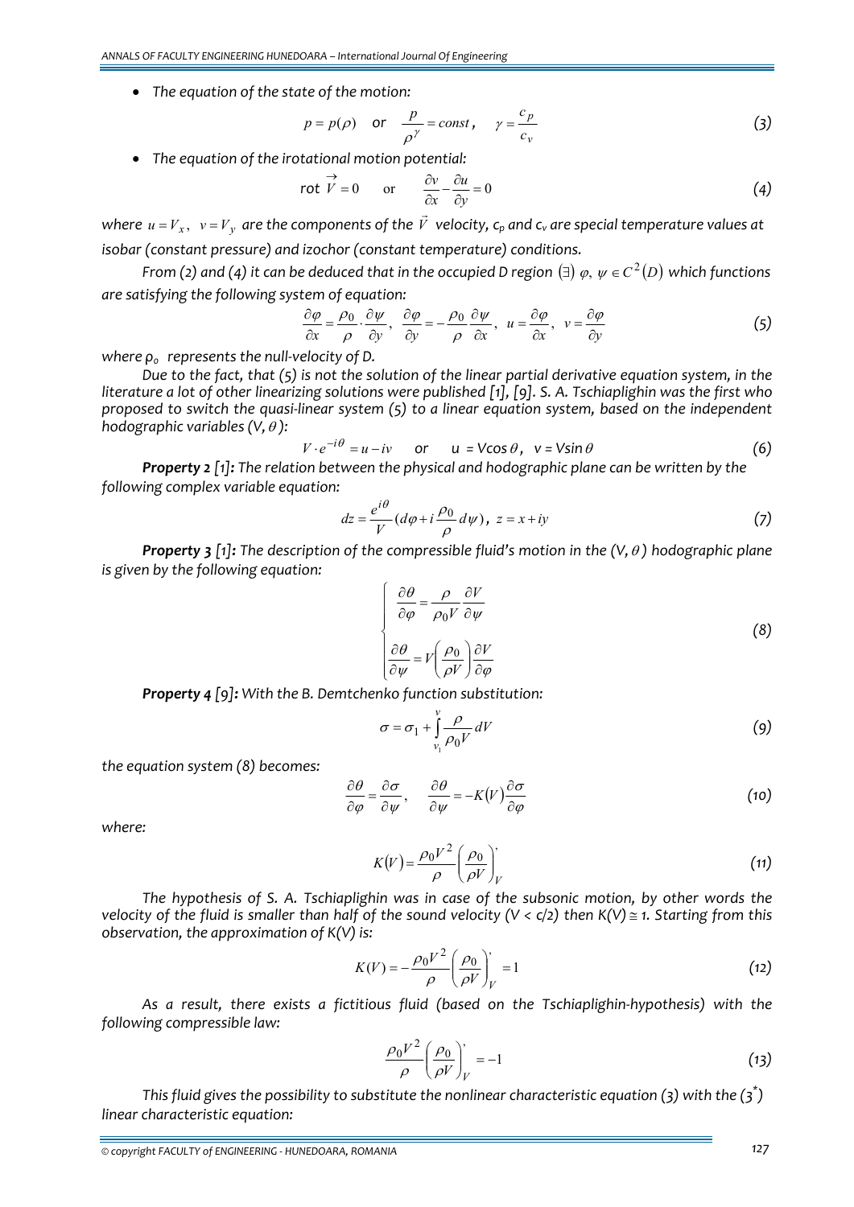- *The equation of the state of the motion:*

$$p = p(\rho) \quad \text{or} \quad \frac{p}{\rho^{\gamma}} = const, \quad \gamma = \frac{c_p}{c_v} \tag{3}$$

- *The equation of the irotational motion potential:*

$$\text{rot } \vec{V} = 0 \quad \text{or} \quad \frac{\partial v}{\partial x} - \frac{\partial u}{\partial y} = 0 \tag{4}$$

*where $u = V_x$, $v = V_y$ are the components of the $\vec{V}$ velocity, $c_p$ and $c_v$ are special temperature values at isobar (constant pressure) and izochor (constant temperature) conditions.*

*From (2) and (4) it can be deduced that in the occupied D region $(\exists)\ \varphi,\ \psi \in C^2(D)$ which functions are satisfying the following system of equation:*

$$\frac{\partial \varphi}{\partial x} = \frac{\rho_0}{\rho} \cdot \frac{\partial \psi}{\partial y}, \quad \frac{\partial \varphi}{\partial y} = -\frac{\rho_0}{\rho}\frac{\partial \psi}{\partial x}, \quad u = \frac{\partial \varphi}{\partial x}, \quad v = \frac{\partial \varphi}{\partial y} \tag{5}$$

*where $\rho_0$ represents the null-velocity of D.*

*Due to the fact, that (5) is not the solution of the linear partial derivative equation system, in the literature a lot of other linearizing solutions were published [1], [9]. S. A. Tschiaplighin was the first who proposed to switch the quasi-linear system (5) to a linear equation system, based on the independent hodographic variables $(V, \theta)$:*

$$V \cdot e^{-i\theta} = u - iv \quad \text{or} \quad u = V\cos\theta, \quad v = V\sin\theta \tag{6}$$

***Property 2** [1]: The relation between the physical and hodographic plane can be written by the following complex variable equation:*

$$dz = \frac{e^{i\theta}}{V}\left(d\varphi + i\frac{\rho_0}{\rho}d\psi\right), \quad z = x + iy \tag{7}$$

***Property 3** [1]: The description of the compressible fluid's motion in the $(V, \theta)$ hodographic plane is given by the following equation:*

$$\begin{cases} \dfrac{\partial \theta}{\partial \varphi} = \dfrac{\rho}{\rho_0 V}\dfrac{\partial V}{\partial \psi} \\[2ex] \dfrac{\partial \theta}{\partial \psi} = V\left(\dfrac{\rho_0}{\rho V}\right)\dfrac{\partial V}{\partial \varphi} \end{cases} \tag{8}$$

***Property 4** [9]: With the B. Demtchenko function substitution:*

$$\sigma = \sigma_1 + \int_{v_1}^{v} \frac{\rho}{\rho_0 V} dV \tag{9}$$

*the equation system (8) becomes:*

$$\frac{\partial \theta}{\partial \varphi} = \frac{\partial \sigma}{\partial \psi}, \quad \frac{\partial \theta}{\partial \psi} = -K(V)\frac{\partial \sigma}{\partial \varphi} \tag{10}$$

*where:*

$$K(V) = \frac{\rho_0 V^2}{\rho}\left(\frac{\rho_0}{\rho V}\right)'_V \tag{11}$$

*The hypothesis of S. A. Tschiaplighin was in case of the subsonic motion, by other words the velocity of the fluid is smaller than half of the sound velocity ($V < c/2$) then $K(V) \cong 1$. Starting from this observation, the approximation of $K(V)$ is:*

$$K(V) = -\frac{\rho_0 V^2}{\rho}\left(\frac{\rho_0}{\rho V}\right)'_V = 1 \tag{12}$$

*As a result, there exists a fictitious fluid (based on the Tschiaplighin-hypothesis) with the following compressible law:*

$$\frac{\rho_0 V^2}{\rho}\left(\frac{\rho_0}{\rho V}\right)'_V = -1 \tag{13}$$

*This fluid gives the possibility to substitute the nonlinear characteristic equation (3) with the (3\*) linear characteristic equation:*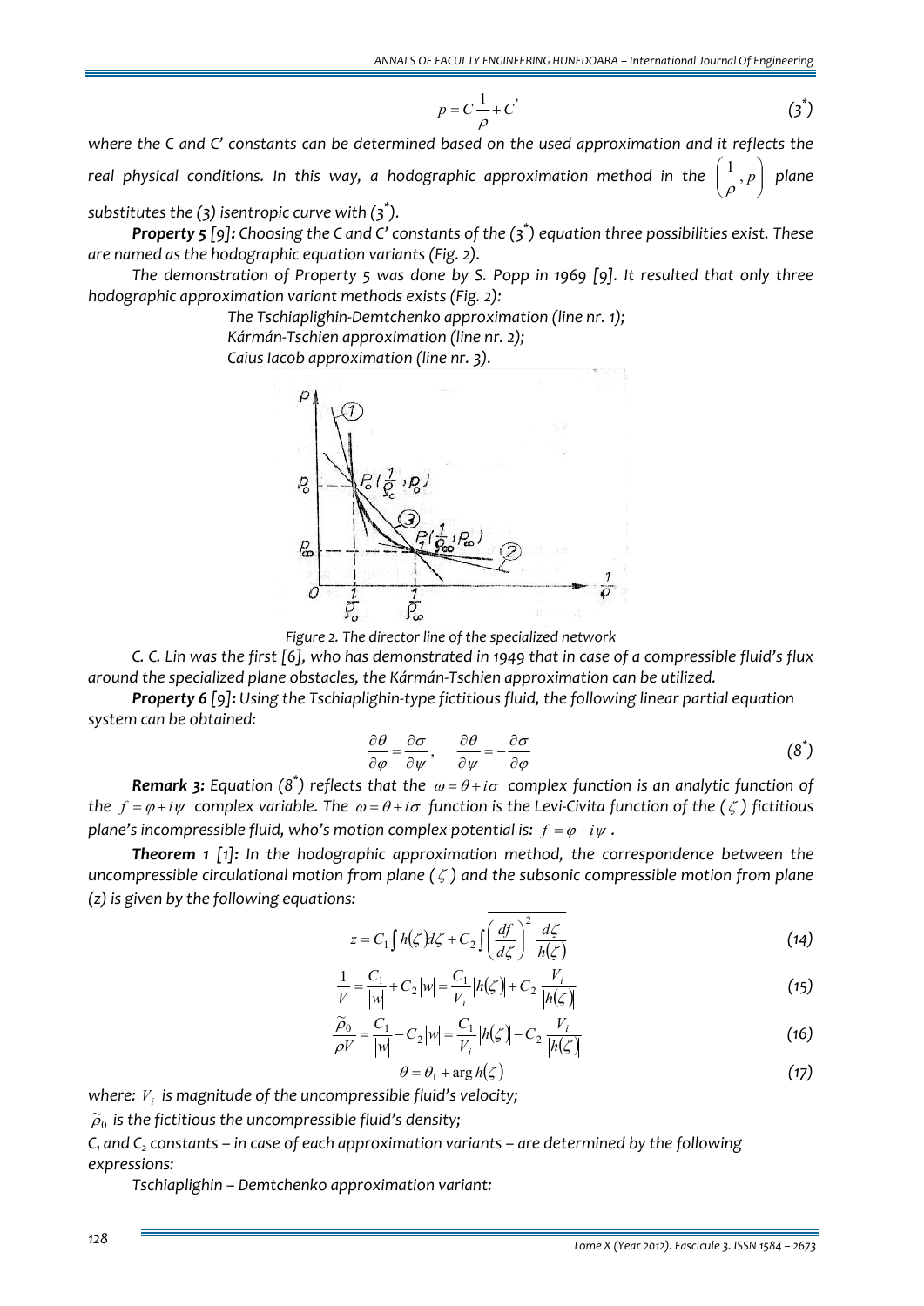$$p = C\frac{1}{\rho} + C' \tag{3*}$$

*where the C and C' constants can be determined based on the used approximation and it reflects the real physical conditions. In this way, a hodographic approximation method in the $\left(\frac{1}{\rho}, p\right)$ plane substitutes the (3) isentropic curve with (3*).*

***Property 5** [9]: Choosing the C and C' constants of the (3*) equation three possibilities exist. These are named as the hodographic equation variants (Fig. 2).*

*The demonstration of Property 5 was done by S. Popp in 1969 [9]. It resulted that only three hodographic approximation variant methods exists (Fig. 2):*

*The Tschiaplighin-Demtchenko approximation (line nr. 1);*
*Kármán-Tschien approximation (line nr. 2);*
*Caius Iacob approximation (line nr. 3).*

*Figure 2. The director line of the specialized network*

*C. C. Lin was the first [6], who has demonstrated in 1949 that in case of a compressible fluid's flux around the specialized plane obstacles, the Kármán-Tschien approximation can be utilized.*

***Property 6** [9]: Using the Tschiaplighin-type fictitious fluid, the following linear partial equation system can be obtained:*

$$\frac{\partial \theta}{\partial \varphi} = \frac{\partial \sigma}{\partial \psi}, \quad \frac{\partial \theta}{\partial \psi} = -\frac{\partial \sigma}{\partial \varphi} \tag{8*}$$

***Remark 3:** Equation (8*) reflects that the $\omega = \theta + i\sigma$ complex function is an analytic function of the $f = \varphi + i\psi$ complex variable. The $\omega = \theta + i\sigma$ function is the Levi-Civita function of the ($\zeta$) fictitious plane's incompressible fluid, who's motion complex potential is: $f = \varphi + i\psi$.*

***Theorem 1** [1]: In the hodographic approximation method, the correspondence between the uncompressible circulational motion from plane ($\zeta$) and the subsonic compressible motion from plane (z) is given by the following equations:*

$$z = C_1 \int h(\zeta) d\zeta + C_2 \int \overline{\left(\frac{df}{d\zeta}\right)^2 \frac{d\zeta}{h(\zeta)}} \tag{14}$$

$$\frac{1}{V} = \frac{C_1}{|w|} + C_2 |w| = \frac{C_1}{V_i} |h(\zeta)| + C_2 \frac{V_i}{|h(\zeta)|} \tag{15}$$

$$\frac{\widetilde{\rho}_0}{\rho V} = \frac{C_1}{|w|} - C_2 |w| = \frac{C_1}{V_i} |h(\zeta)| - C_2 \frac{V_i}{|h(\zeta)|} \tag{16}$$

$$\theta = \theta_1 + \arg h(\zeta) \tag{17}$$

*where: $V_i$ is magnitude of the uncompressible fluid's velocity;*
*$\widetilde{\rho}_0$ is the fictitious the uncompressible fluid's density;*
*$C_1$ and $C_2$ constants – in case of each approximation variants – are determined by the following expressions:*

*Tschiaplighin – Demtchenko approximation variant:*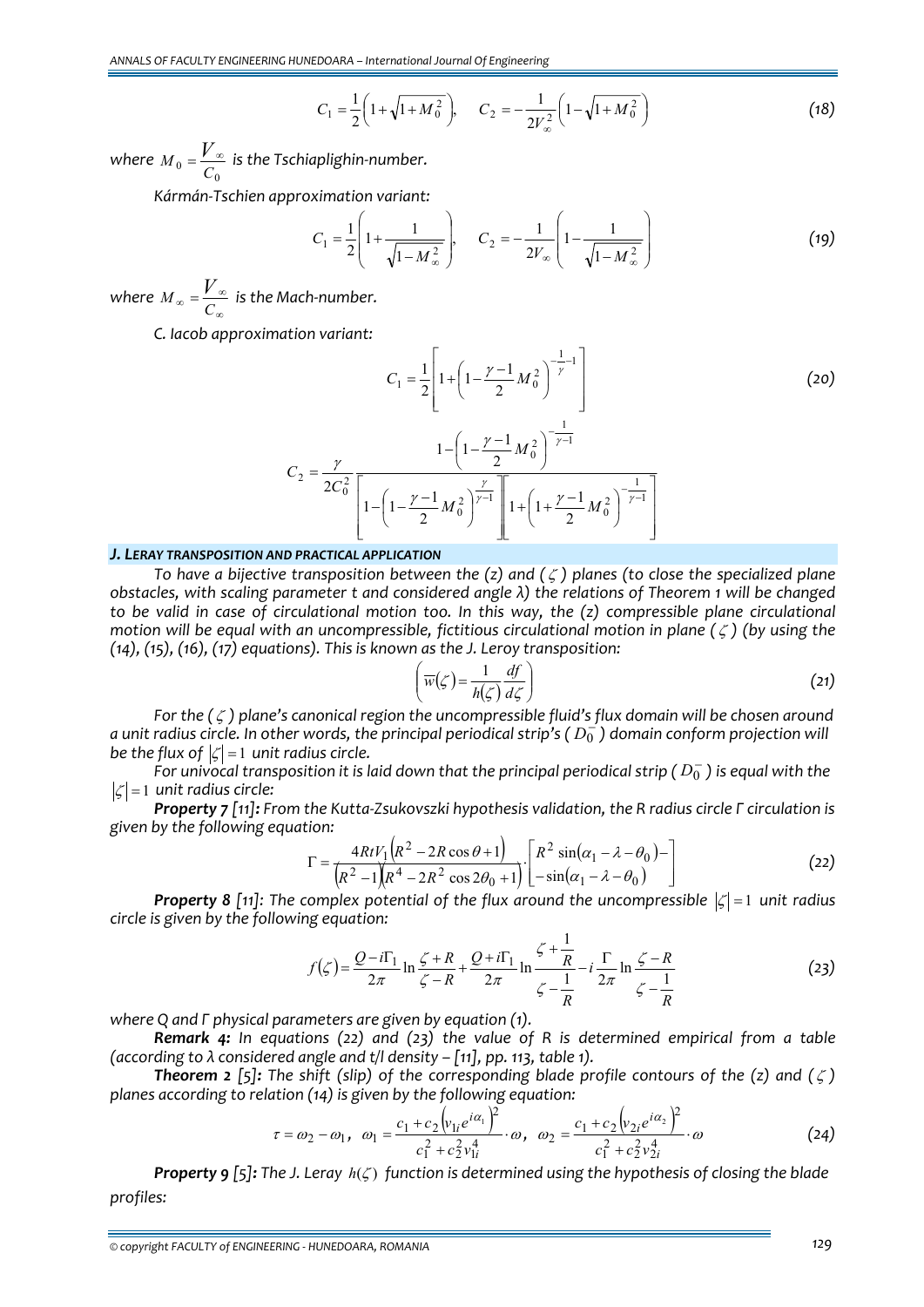$$C_1 = \frac{1}{2}\left(1+\sqrt{1+M_0^2}\right), \quad C_2 = -\frac{1}{2V_\infty^2}\left(1-\sqrt{1+M_0^2}\right) \tag{18}$$

*where $M_0 = \dfrac{V_\infty}{C_0}$ is the Tschiaplighin-number.*

*Kármán-Tschien approximation variant:*

$$C_1 = \frac{1}{2}\left(1+\frac{1}{\sqrt{1-M_\infty^2}}\right), \quad C_2 = -\frac{1}{2V_\infty}\left(1-\frac{1}{\sqrt{1-M_\infty^2}}\right) \tag{19}$$

*where $M_\infty = \dfrac{V_\infty}{C_\infty}$ is the Mach-number.*

*C. Iacob approximation variant:*

$$C_1 = \frac{1}{2}\left[1+\left(1-\frac{\gamma-1}{2}M_0^2\right)^{-\frac{1}{\gamma}-1}\right] \tag{20}$$

$$C_2 = \frac{\gamma}{2C_0^2}\,\frac{1-\left(1-\frac{\gamma-1}{2}M_0^2\right)^{-\frac{1}{\gamma-1}}}{\left[1-\left(1-\frac{\gamma-1}{2}M_0^2\right)^{\frac{\gamma}{\gamma-1}}\right]\left[1+\left(1+\frac{\gamma-1}{2}M_0^2\right)^{-\frac{1}{\gamma-1}}\right]}$$

### *J. LERAY TRANSPOSITION AND PRACTICAL APPLICATION*

*To have a bijective transposition between the (z) and ($\zeta$) planes (to close the specialized plane obstacles, with scaling parameter t and considered angle λ) the relations of Theorem 1 will be changed to be valid in case of circulational motion too. In this way, the (z) compressible plane circulational motion will be equal with an uncompressible, fictitious circulational motion in plane ($\zeta$) (by using the (14), (15), (16), (17) equations). This is known as the J. Leroy transposition:*

$$\left(\overline{w}(\zeta) = \frac{1}{h(\zeta)}\frac{df}{d\zeta}\right) \tag{21}$$

*For the ($\zeta$) plane's canonical region the uncompressible fluid's flux domain will be chosen around a unit radius circle. In other words, the principal periodical strip's ($D_0^-$) domain conform projection will be the flux of $|\zeta| = 1$ unit radius circle.*

*For univocal transposition it is laid down that the principal periodical strip ($D_0^-$) is equal with the $|\zeta| = 1$ unit radius circle:*

***Property 7** [11]: From the Kutta-Zsukovszki hypothesis validation, the R radius circle Γ circulation is given by the following equation:*

$$\Gamma = \frac{4RtV_1\left(R^2-2R\cos\theta+1\right)}{\left(R^2-1\right)\left(R^4-2R^2\cos 2\theta_0+1\right)}\cdot\begin{bmatrix}R^2\sin(\alpha_1-\lambda-\theta_0)-\\-\sin(\alpha_1-\lambda-\theta_0)\end{bmatrix} \tag{22}$$

***Property 8** [11]: The complex potential of the flux around the uncompressible $|\zeta| = 1$ unit radius circle is given by the following equation:*

$$f(\zeta) = \frac{Q-i\Gamma_1}{2\pi}\ln\frac{\zeta+R}{\zeta-R}+\frac{Q+i\Gamma_1}{2\pi}\ln\frac{\zeta+\frac{1}{R}}{\zeta-\frac{1}{R}}-i\frac{\Gamma}{2\pi}\ln\frac{\zeta-R}{\zeta-\frac{1}{R}} \tag{23}$$

*where Q and Γ physical parameters are given by equation (1).*

***Remark 4:** In equations (22) and (23) the value of R is determined empirical from a table (according to λ considered angle and t/l density – [11], pp. 113, table 1).*

***Theorem 2** [5]: The shift (slip) of the corresponding blade profile contours of the (z) and ($\zeta$) planes according to relation (14) is given by the following equation:*

$$\tau = \omega_2-\omega_1, \quad \omega_1 = \frac{c_1+c_2\left(v_{1i}e^{i\alpha_1}\right)^2}{c_1^2+c_2^2v_{1i}^4}\cdot\omega, \quad \omega_2 = \frac{c_1+c_2\left(v_{2i}e^{i\alpha_2}\right)^2}{c_1^2+c_2^2v_{2i}^4}\cdot\omega \tag{24}$$

***Property 9** [5]: The J. Leray $h(\zeta)$ function is determined using the hypothesis of closing the blade profiles:*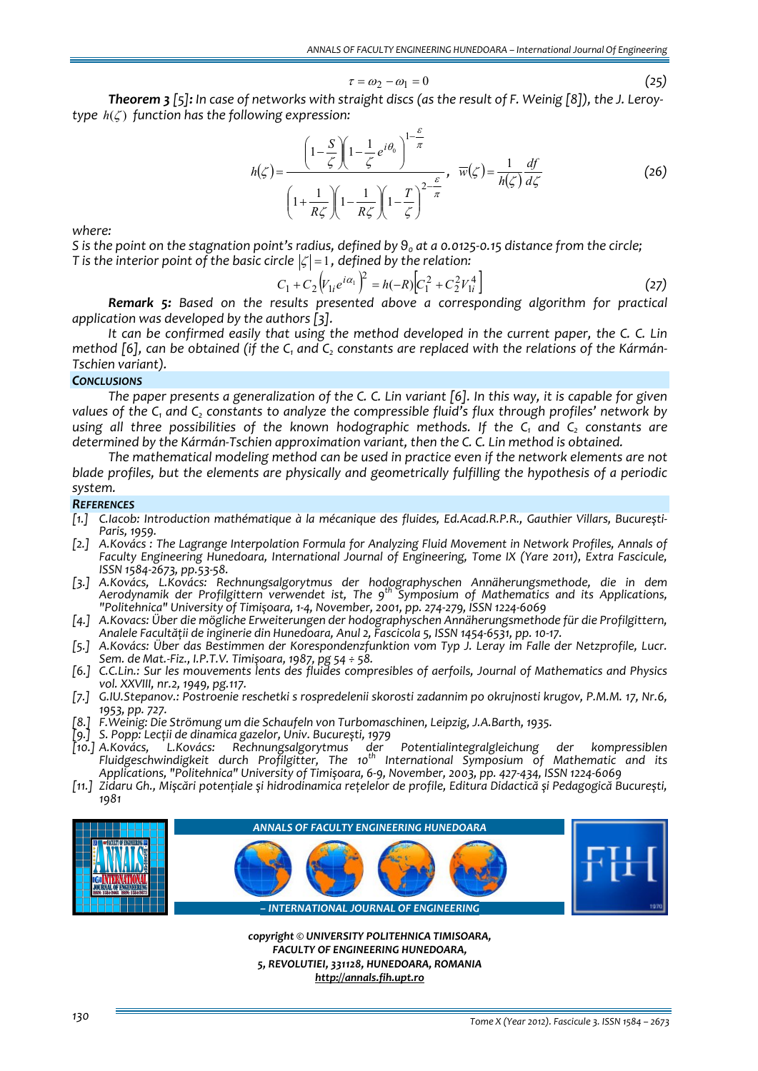$$\tau = \omega_2 - \omega_1 = 0 \tag{25}$$

***Theorem 3*** *[5]: In case of networks with straight discs (as the result of F. Weinig [8]), the J. Leroy-type $h(\zeta)$ function has the following expression:*

$$h(\zeta) = \frac{\left(1 - \frac{S}{\zeta}\right)\left(1 - \frac{1}{\zeta} e^{i\theta_0}\right)^{1 - \frac{\varepsilon}{\pi}}}{\left(1 + \frac{1}{R\zeta}\right)\left(1 - \frac{1}{R\zeta}\right)\left(1 - \frac{T}{\zeta}\right)^{2 - \frac{\varepsilon}{\pi}}}, \quad \overline{w}(\zeta) = \frac{1}{h(\zeta)} \frac{df}{d\zeta} \tag{26}$$

*where:*

*S is the point on the stagnation point's radius, defined by $\vartheta_0$ at a 0.0125-0.15 distance from the circle;*
*T is the interior point of the basic circle $|\zeta| = 1$, defined by the relation:*

$$C_1 + C_2\left(V_{1i} e^{i\alpha_1}\right)^2 = h(-R)\left[C_1^2 + C_2^2 V_{1i}^4\right] \tag{27}$$

***Remark 5:*** *Based on the results presented above a corresponding algorithm for practical application was developed by the authors [3].*

*It can be confirmed easily that using the method developed in the current paper, the C. C. Lin method [6], can be obtained (if the $C_1$ and $C_2$ constants are replaced with the relations of the Kármán-Tschien variant).*

## CONCLUSIONS

*The paper presents a generalization of the C. C. Lin variant [6]. In this way, it is capable for given values of the $C_1$ and $C_2$ constants to analyze the compressible fluid's flux through profiles' network by using all three possibilities of the known hodographic methods. If the $C_1$ and $C_2$ constants are determined by the Kármán-Tschien approximation variant, then the C. C. Lin method is obtained.*

*The mathematical modeling method can be used in practice even if the network elements are not blade profiles, but the elements are physically and geometrically fulfilling the hypothesis of a periodic system.*

## REFERENCES

[1.] C.Iacob: Introduction mathématique à la mécanique des fluides, Ed.Acad.R.P.R., Gauthier Villars, Bucureşti-Paris, 1959.

[2.] A.Kovács : The Lagrange Interpolation Formula for Analyzing Fluid Movement in Network Profiles, Annals of Faculty Engineering Hunedoara, International Journal of Engineering, Tome IX (Yare 2011), Extra Fascicule, ISSN 1584-2673, pp.53-58.

[3.] A.Kovács, L.Kovács: Rechnungsalgorytmus der hodographyschen Annäherungsmethode, die in dem Aerodynamik der Profilgittern verwendet ist, The 9th Symposium of Mathematics and its Applications, "Politehnica" University of Timişoara, 1-4, November, 2001, pp. 274-279, ISSN 1224-6069

[4.] A.Kovacs: Über die mögliche Erweiterungen der hodographyschen Annäherungsmethode für die Profilgittern, Analele Facultăţii de inginerie din Hunedoara, Anul 2, Fascicola 5, ISSN 1454-6531, pp. 10-17.

[5.] A.Kovács: Über das Bestimmen der Korespondenzfunktion vom Typ J. Leray im Falle der Netzprofile, Lucr. Sem. de Mat.-Fiz., I.P.T.V. Timişoara, 1987, pg 54 ÷ 58.

[6.] C.C.Lin.: Sur les mouvements lents des fluides compresibles of aerfoils, Journal of Mathematics and Physics vol. XXVIII, nr.2, 1949, pg.117.

[7.] G.IU.Stepanov.: Postroenie reschetki s rospredelenii skorosti zadannim po okrujnosti krugov, P.M.M. 17, Nr.6, 1953, pp. 727.

[8.] F.Weinig: Die Strömung um die Schaufeln von Turbomaschinen, Leipzig, J.A.Barth, 1935.

[9.] S. Popp: Lecţii de dinamica gazelor, Univ. Bucureşti, 1979

[10.] A.Kovács, L.Kovács: Rechnungsalgorytmus der Potentialintegralgleichung der kompressiblen Fluidgeschwindigkeit durch Profilgitter, The 10th International Symposium of Mathematic and its Applications, "Politehnica" University of Timişoara, 6-9, November, 2003, pp. 427-434, ISSN 1224-6069

[11.] Zidaru Gh., Mişcări potenţiale şi hidrodinamica reţelelor de profile, Editura Didactică şi Pedagogică Bucureşti, 1981

ANNALS OF FACULTY ENGINEERING HUNEDOARA
– INTERNATIONAL JOURNAL OF ENGINEERING

***copyright © UNIVERSITY POLITEHNICA TIMISOARA,***
***FACULTY OF ENGINEERING HUNEDOARA,***
***5, REVOLUTIEI, 331128, HUNEDOARA, ROMANIA***
***http://annals.fih.upt.ro***